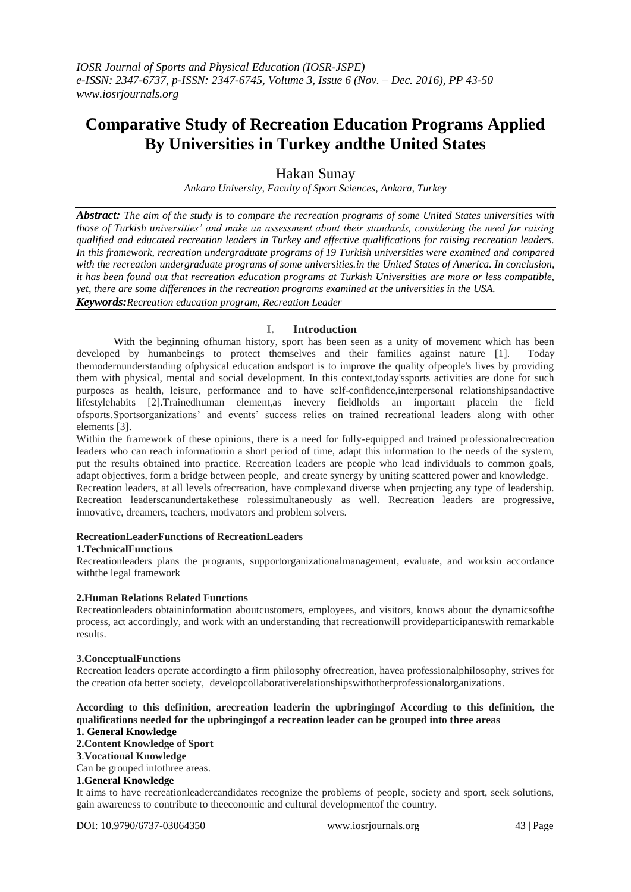# Comparative Study of Recreation Education Programs Applied By Universities in Turkey andthe United States

Hakan Sunay

*Ankara University, Faculty of Sport Sciences, Ankara, Turkey*

***Abstract:*** *The aim of the study is to compare the recreation programs of some United States universities with those of Turkish universities' and make an assessment about their standards, considering the need for raising qualified and educated recreation leaders in Turkey and effective qualifications for raising recreation leaders. In this framework, recreation undergraduate programs of 19 Turkish universities were examined and compared with the recreation undergraduate programs of some universities.in the United States of America. In conclusion, it has been found out that recreation education programs at Turkish Universities are more or less compatible, yet, there are some differences in the recreation programs examined at the universities in the USA.*

***Keywords:****Recreation education program, Recreation Leader*

## I. Introduction

With the beginning ofhuman history, sport has been seen as a unity of movement which has been developed by humanbeings to protect themselves and their families against nature [1]. Today themodernunderstanding ofphysical education andsport is to improve the quality ofpeople's lives by providing them with physical, mental and social development. In this context,today'ssports activities are done for such purposes as health, leisure, performance and to have self-confidence,interpersonal relationshipsandactive lifestylehabits [2].Trainedhuman element,as inevery fieldholds an important placein the field ofsports.Sportsorganizations' and events' success relies on trained recreational leaders along with other elements [3].

Within the framework of these opinions, there is a need for fully-equipped and trained professionalrecreation leaders who can reach informationin a short period of time, adapt this information to the needs of the system, put the results obtained into practice. Recreation leaders are people who lead individuals to common goals, adapt objectives, form a bridge between people, and create synergy by uniting scattered power and knowledge.

Recreation leaders, at all levels ofrecreation, have complexand diverse when projecting any type of leadership. Recreation leaderscanundertakethese rolessimultaneously as well. Recreation leaders are progressive, innovative, dreamers, teachers, motivators and problem solvers.

**RecreationLeaderFunctions of RecreationLeaders**

**1.TechnicalFunctions**

Recreationleaders plans the programs, supportorganizationalmanagement, evaluate, and worksin accordance withthe legal framework

**2.Human Relations Related Functions**

Recreationleaders obtaininformation aboutcustomers, employees, and visitors, knows about the dynamicsofthe process, act accordingly, and work with an understanding that recreationwill provideparticipantswith remarkable results.

**3.ConceptualFunctions**

Recreation leaders operate accordingto a firm philosophy ofrecreation, havea professionalphilosophy, strives for the creation ofa better society, developcollaborativerelationshipswithotherprofessionalorganizations.

**According to this definition**, **arecreation leaderin the upbringingof According to this definition, the qualifications needed for the upbringingof a recreation leader can be grouped into three areas**

**1. General Knowledge**

**2.Content Knowledge of Sport**

**3**.**Vocational Knowledge**

Can be grouped intothree areas.

**1.General Knowledge**

It aims to have recreationleadercandidates recognize the problems of people, society and sport, seek solutions, gain awareness to contribute to theeconomic and cultural developmentof the country.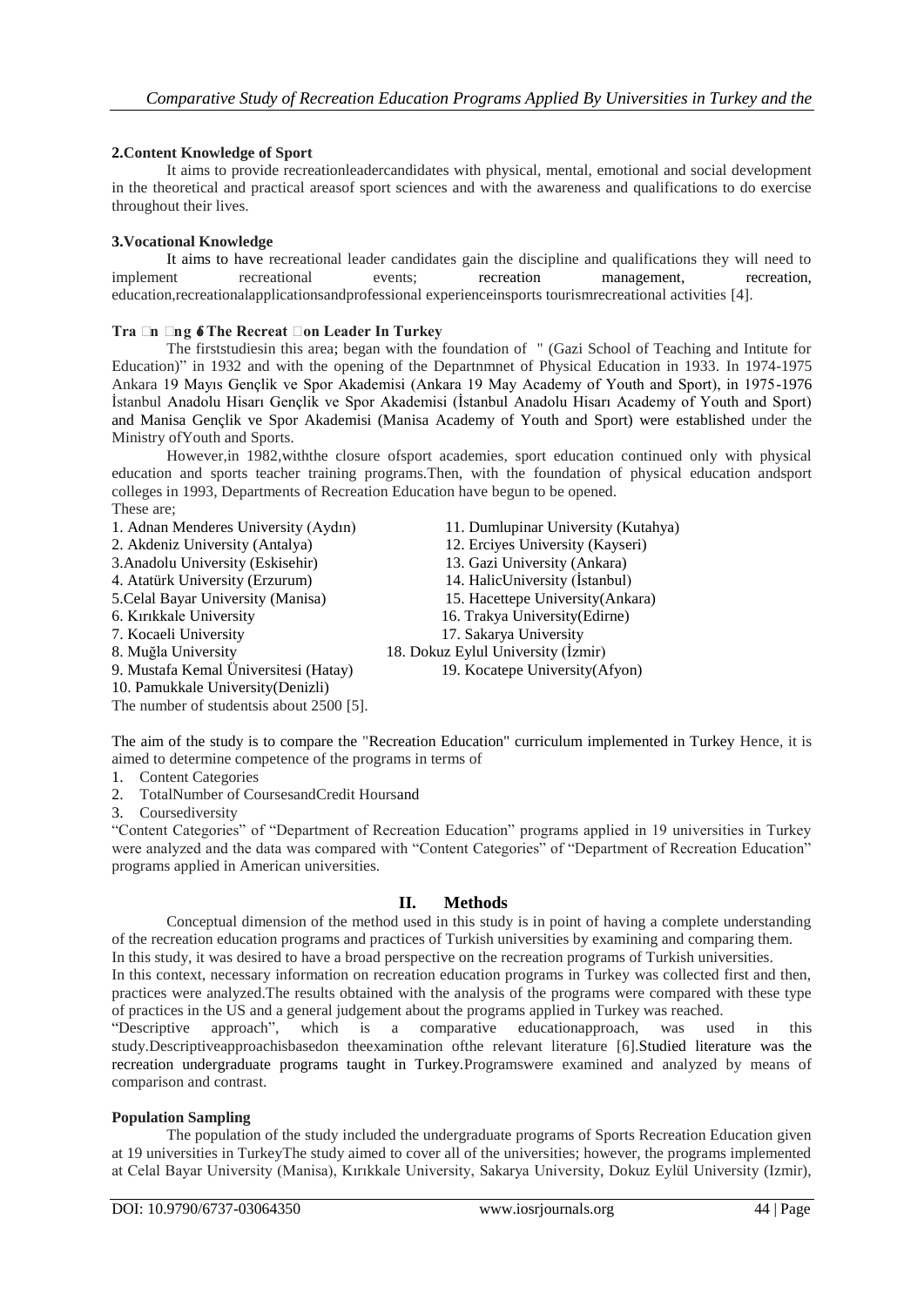**2.Content Knowledge of Sport**

It aims to provide recreationleadercandidates with physical, mental, emotional and social development in the theoretical and practical areasof sport sciences and with the awareness and qualifications to do exercise throughout their lives.

**3.Vocational Knowledge**

It aims to have recreational leader candidates gain the discipline and qualifications they will need to implement recreational events; recreation management, recreation, education,recreationalapplicationsandprofessional experienceinsports tourismrecreational activities [4].

**Tra n ng  The Recreat on Leader In Turkey**

The firststudiesin this area; began with the foundation of " (Gazi School of Teaching and Intitute for Education)" in 1932 and with the opening of the Departnmnet of Physical Education in 1933. In 1974-1975 Ankara 19 Mayıs Gençlik ve Spor Akademisi (Ankara 19 May Academy of Youth and Sport), in 1975-1976 İstanbul Anadolu Hisarı Gençlik ve Spor Akademisi (İstanbul Anadolu Hisarı Academy of Youth and Sport) and Manisa Gençlik ve Spor Akademisi (Manisa Academy of Youth and Sport) were established under the Ministry ofYouth and Sports.

However,in 1982,withthe closure ofsport academies, sport education continued only with physical education and sports teacher training programs.Then, with the foundation of physical education andsport colleges in 1993, Departments of Recreation Education have begun to be opened.

These are;

1. Adnan Menderes University (Aydın)
2. Akdeniz University (Antalya)
3. Anadolu University (Eskisehir)
4. Atatürk University (Erzurum)
5. Celal Bayar University (Manisa)
6. Kırıkkale University
7. Kocaeli University
8. Muğla University
9. Mustafa Kemal Üniversitesi (Hatay)
10. Pamukkale University(Denizli)
11. Dumlupinar University (Kutahya)
12. Erciyes University (Kayseri)
13. Gazi University (Ankara)
14. HalicUniversity (İstanbul)
15. Hacettepe University(Ankara)
16. Trakya University(Edirne)
17. Sakarya University
18. Dokuz Eylul University (İzmir)
19. Kocatepe University(Afyon)

The number of studentsis about 2500 [5].

The aim of the study is to compare the "Recreation Education" curriculum implemented in Turkey Hence, it is aimed to determine competence of the programs in terms of

1. Content Categories
2. TotalNumber of CoursesandCredit Hoursand
3. Coursediversity

"Content Categories" of "Department of Recreation Education" programs applied in 19 universities in Turkey were analyzed and the data was compared with "Content Categories" of "Department of Recreation Education" programs applied in American universities.

## II. Methods

Conceptual dimension of the method used in this study is in point of having a complete understanding of the recreation education programs and practices of Turkish universities by examining and comparing them. In this study, it was desired to have a broad perspective on the recreation programs of Turkish universities.

In this context, necessary information on recreation education programs in Turkey was collected first and then, practices were analyzed.The results obtained with the analysis of the programs were compared with these type of practices in the US and a general judgement about the programs applied in Turkey was reached.

"Descriptive approach", which is a comparative educationapproach, was used in this study.Descriptiveapproachisbasedon theexamination ofthe relevant literature [6].Studied literature was the recreation undergraduate programs taught in Turkey.Programswere examined and analyzed by means of comparison and contrast.

**Population Sampling**

The population of the study included the undergraduate programs of Sports Recreation Education given at 19 universities in TurkeyThe study aimed to cover all of the universities; however, the programs implemented at Celal Bayar University (Manisa), Kırıkkale University, Sakarya University, Dokuz Eylül University (Izmir),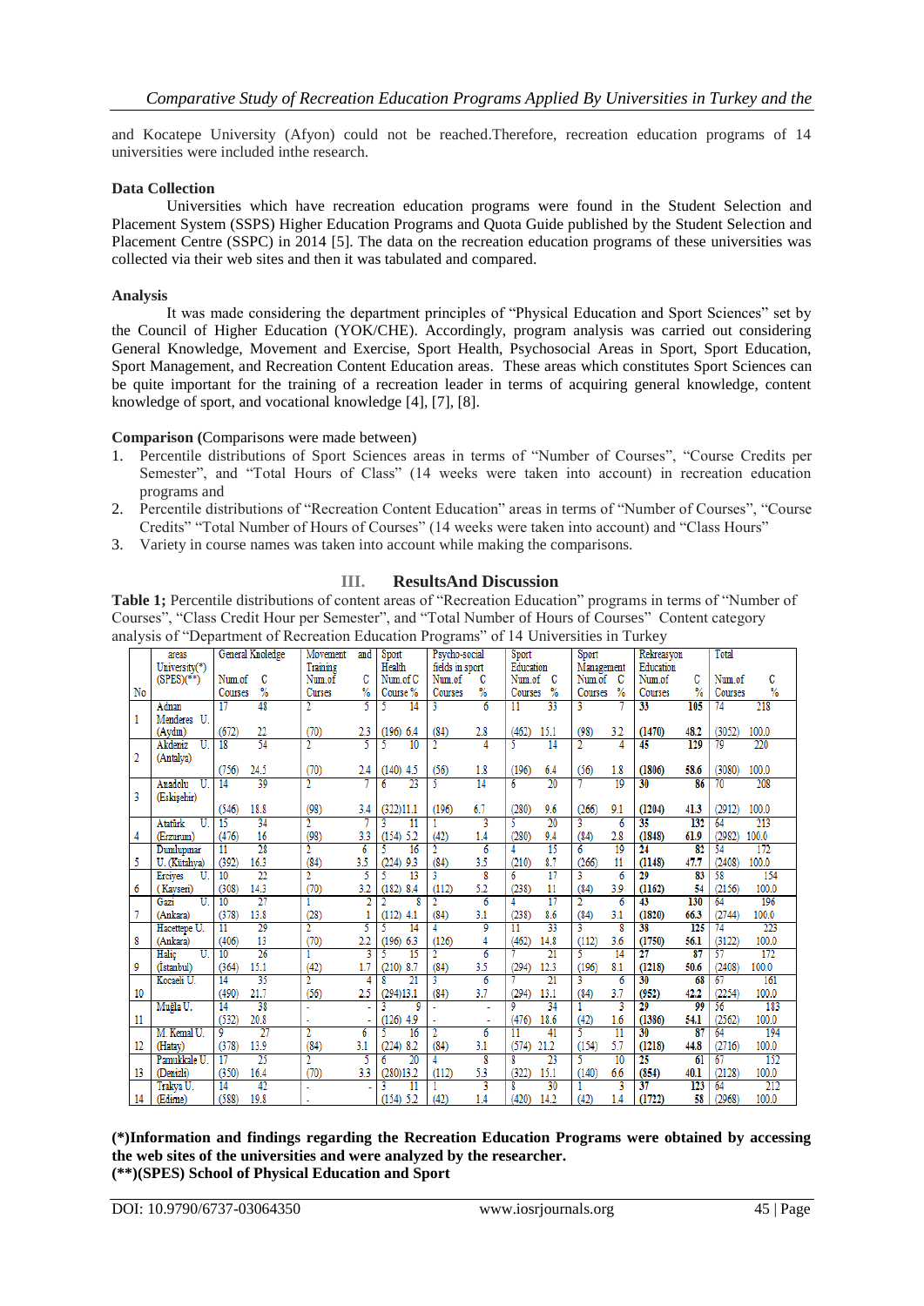and Kocatepe University (Afyon) could not be reached.Therefore, recreation education programs of 14 universities were included inthe research.

**Data Collection**

Universities which have recreation education programs were found in the Student Selection and Placement System (SSPS) Higher Education Programs and Quota Guide published by the Student Selection and Placement Centre (SSPC) in 2014 [5]. The data on the recreation education programs of these universities was collected via their web sites and then it was tabulated and compared.

**Analysis**

It was made considering the department principles of "Physical Education and Sport Sciences" set by the Council of Higher Education (YOK/CHE). Accordingly, program analysis was carried out considering General Knowledge, Movement and Exercise, Sport Health, Psychosocial Areas in Sport, Sport Education, Sport Management, and Recreation Content Education areas. These areas which constitutes Sport Sciences can be quite important for the training of a recreation leader in terms of acquiring general knowledge, content knowledge of sport, and vocational knowledge [4], [7], [8].

**Comparison (**Comparisons were made between)

1. Percentile distributions of Sport Sciences areas in terms of "Number of Courses", "Course Credits per Semester", and "Total Hours of Class" (14 weeks were taken into account) in recreation education programs and
2. Percentile distributions of "Recreation Content Education" areas in terms of "Number of Courses", "Course Credits" "Total Number of Hours of Courses" (14 weeks were taken into account) and "Class Hours"
3. Variety in course names was taken into account while making the comparisons.

## III. ResultsAnd Discussion

**Table 1;** Percentile distributions of content areas of "Recreation Education" programs in terms of "Number of Courses", "Class Credit Hour per Semester", and "Total Number of Hours of Courses" Content category analysis of "Department of Recreation Education Programs" of 14 Universities in Turkey

| No | areas University(*) (SPES)(**) | General Knoledge Num.of Courses | C % | Movement and Training Num.of Curses | C % | Sport Health Num.of C Course % | | Psycho-social fields in sport Num.of Courses | C | Sport Education Num.of Courses | C % | Sport Management Num.of Courses | C % | Rekreasyon Education Num.of Courses | C % | Total Num.of Courses | C % |
|---|---|---|---|---|---|---|---|---|---|---|---|---|---|---|---|---|---|
| 1 | Adnan Menderes U. (Aydın) | 17 (672) | 48 22 | 2 (70) | 5 2.3 | 5 (196) | 14 6.4 | 3 (84) | 6 2.8 | 11 (462) | 33 15.1 | 3 (98) | 7 3.2 | **33** **(1470)** | **105** **48.2** | 74 (3052) | 218 100.0 |
| 2 | Akdeniz U. (Antalya) | 18 (756) | 54 24.5 | 2 (70) | 5 2.4 | 5 (140) | 10 4.5 | 2 (56) | 4 1.8 | 5 (196) | 14 6.4 | 2 (56) | 4 1.8 | **45** **(1806)** | **129** **58.6** | 79 (3080) | 220 100.0 |
| 3 | Anadolu U. (Eskişehir) | 14 (546) | 39 18.8 | 2 (98) | 7 3.4 | 6 (322) | 23 11.1 | 5 (196) | 14 6.7 | 6 (280) | 20 9.6 | 7 (266) | 19 9.1 | **30** **(1204)** | **86** **41.3** | 70 (2912) | 208 100.0 |
| 4 | Atatürk U. (Erzurum) | 15 (476) | 34 16 | 2 (98) | 7 3.3 | 3 (154) | 11 5.2 | 1 (42) | 3 1.4 | 5 (280) | 20 9.4 | 3 (84) | 6 2.8 | **35** **(1848)** | **132** **61.9** | 64 (2982) | 213 100.0 |
| 5 | Dumlupınar U. (Kütahya) | 11 (392) | 28 16.3 | 2 (84) | 6 3.5 | 5 (224) | 16 9.3 | 2 (84) | 6 3.5 | 4 (210) | 15 8.7 | 6 (266) | 19 11 | **24** **(1148)** | **82** **47.7** | 54 (2408) | 172 100.0 |
| 6 | Erciyes U. (Kayseri) | 10 (308) | 22 14.3 | 2 (70) | 5 3.2 | 5 (182) | 13 8.4 | 3 (112) | 8 5.2 | 6 (238) | 17 11 | 3 (84) | 6 3.9 | **29** **(1162)** | **83** **54** | 58 (2156) | 154 100.0 |
| 7 | Gazi U. (Ankara) | 10 (378) | 27 13.8 | 1 (28) | 2 1 | 2 (112) | 8 4.1 | 2 (84) | 6 3.1 | 4 (238) | 17 8.6 | 2 (84) | 6 3.1 | **43** **(1820)** | **130** **66.3** | 64 (2744) | 196 100.0 |
| 8 | Hacettepe U. (Ankara) | 11 (406) | 29 13 | 2 (70) | 5 2.2 | 5 (196) | 14 6.3 | 4 (126) | 9 4 | 11 (462) | 33 14.8 | 3 (112) | 8 3.6 | **38** **(1750)** | **125** **56.1** | 74 (3122) | 223 100.0 |
| 9 | Haliç U. (İstanbul) | 10 (364) | 26 15.1 | 1 (42) | 3 1.7 | 5 (210) | 15 8.7 | 2 (84) | 6 3.5 | 7 (294) | 21 12.3 | 5 (196) | 14 8.1 | **27** **(1218)** | **87** **50.6** | 57 (2408) | 172 100.0 |
| 10 | Kocaeli U. | 14 (490) | 35 21.7 | 2 (56) | 4 2.5 | 8 (294) | 21 13.1 | 3 (84) | 6 3.7 | 7 (294) | 21 13.1 | 3 (84) | 6 3.7 | **30** **(952)** | **68** **42.2** | 67 (2254) | 161 100.0 |
| 11 | Muğla U. | 14 (532) | 38 20.8 | - - | - - | 3 (126) | 9 4.9 | - - | - - | 9 (476) | 34 18.6 | 1 (42) | 3 1.6 | **29** **(1386)** | **99** **54.1** | 56 (2562) | 183 100.0 |
| 12 | M. Kemal U. (Hatay) | 9 (378) | 27 13.9 | 2 (84) | 6 3.1 | 5 (224) | 16 8.2 | 2 (84) | 6 3.1 | 11 (574) | 41 21.2 | 5 (154) | 11 5.7 | **30** **(1218)** | **87** **44.8** | 64 (2716) | 194 100.0 |
| 13 | Pamukkale U. (Denizli) | 17 (350) | 25 16.4 | 2 (70) | 5 3.3 | 6 (280) | 20 13.2 | 4 (112) | 8 5.3 | 8 (322) | 23 15.1 | 5 (140) | 10 6.6 | **25** **(854)** | **61** **40.1** | 67 (2128) | 152 100.0 |
| 14 | Trakya U. (Edirne) | 14 (588) | 42 19.8 | - - | - - | 3 (154) | 11 5.2 | 1 (42) | 3 1.4 | 8 (420) | 30 14.2 | 1 (42) | 3 1.4 | **37** **(1722)** | **123** **58** | 64 (2968) | 212 100.0 |

**(\*)Information and findings regarding the Recreation Education Programs were obtained by accessing the web sites of the universities and were analyzed by the researcher.**
**(\*\*)(SPES) School of Physical Education and Sport**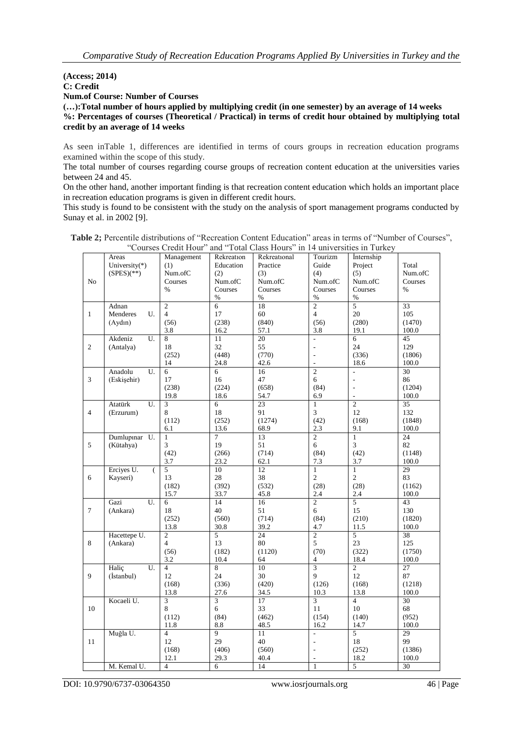**(Access; 2014)**
**C: Credit**
**Num.of Course: Number of Courses**
**(…):Total number of hours applied by multiplying credit (in one semester) by an average of 14 weeks**
**%: Percentages of courses (Theoretical / Practical) in terms of credit hour obtained by multiplying total credit by an average of 14 weeks**

As seen inTable 1, differences are identified in terms of cours groups in recreation education programs examined within the scope of this study.

The total number of courses regarding course groups of recreation content education at the universities varies between 24 and 45.

On the other hand, another important finding is that recreation content education which holds an important place in recreation education programs is given in different credit hours.

This study is found to be consistent with the study on the analysis of sport management programs conducted by Sunay et al. in 2002 [9].

**Table 2;** Percentile distributions of "Recreation Content Education" areas in terms of "Number of Courses", "Courses Credit Hour" and "Total Class Hours" in 14 universities in Turkey

| No | Areas University(*) (SPES)(**) | Management (1) Num.ofC Courses % | Rekreatıon Education (2) Num.ofC Courses % | Rekreatıonal Practice (3) Num.ofC Courses % | Tourizm Guide (4) Num.ofC Courses % | İnternship Project (5) Num.ofC Courses % | Total Num.ofC Courses % |
|---|---|---|---|---|---|---|---|
| 1 | Adnan Menderes U. (Aydın) | 2<br>4<br>(56)<br>3.8 | 6<br>17<br>(238)<br>16.2 | 18<br>60<br>(840)<br>57.1 | 2<br>4<br>(56)<br>3.8 | 5<br>20<br>(280)<br>19.1 | 33<br>105<br>(1470)<br>100.0 |
| 2 | Akdeniz U. (Antalya) | 8<br>18<br>(252)<br>14 | 11<br>32<br>(448)<br>24.8 | 20<br>55<br>(770)<br>42.6 | -<br>-<br>-<br>- | 6<br>24<br>(336)<br>18.6 | 45<br>129<br>(1806)<br>100.0 |
| 3 | Anadolu U. (Eskişehir) | 6<br>17<br>(238)<br>19.8 | 6<br>16<br>(224)<br>18.6 | 16<br>47<br>(658)<br>54.7 | 2<br>6<br>(84)<br>6.9 | -<br>-<br>-<br>- | 30<br>86<br>(1204)<br>100.0 |
| 4 | Atatürk U. (Erzurum) | 3<br>8<br>(112)<br>6.1 | 6<br>18<br>(252)<br>13.6 | 23<br>91<br>(1274)<br>68.9 | 1<br>3<br>(42)<br>2.3 | 2<br>12<br>(168)<br>9.1 | 35<br>132<br>(1848)<br>100.0 |
| 5 | Dumlupınar U. (Kütahya) | 1<br>3<br>(42)<br>3.7 | 7<br>19<br>(266)<br>23.2 | 13<br>51<br>(714)<br>62.1 | 2<br>6<br>(84)<br>7.3 | 1<br>3<br>(42)<br>3.7 | 24<br>82<br>(1148)<br>100.0 |
| 6 | Erciyes U. ( Kayseri) | 5<br>13<br>(182)<br>15.7 | 10<br>28<br>(392)<br>33.7 | 12<br>38<br>(532)<br>45.8 | 1<br>2<br>(28)<br>2.4 | 1<br>2<br>(28)<br>2.4 | 29<br>83<br>(1162)<br>100.0 |
| 7 | Gazi U. (Ankara) | 6<br>18<br>(252)<br>13.8 | 14<br>40<br>(560)<br>30.8 | 16<br>51<br>(714)<br>39.2 | 2<br>6<br>(84)<br>4.7 | 5<br>15<br>(210)<br>11.5 | 43<br>130<br>(1820)<br>100.0 |
| 8 | Hacettepe U. (Ankara) | 2<br>4<br>(56)<br>3.2 | 5<br>13<br>(182)<br>10.4 | 24<br>80<br>(1120)<br>64 | 2<br>5<br>(70)<br>4 | 5<br>23<br>(322)<br>18.4 | 38<br>125<br>(1750)<br>100.0 |
| 9 | Haliç U. (İstanbul) | 4<br>12<br>(168)<br>13.8 | 8<br>24<br>(336)<br>27.6 | 10<br>30<br>(420)<br>34.5 | 3<br>9<br>(126)<br>10.3 | 2<br>12<br>(168)<br>13.8 | 27<br>87<br>(1218)<br>100.0 |
| 10 | Kocaeli U. | 3<br>8<br>(112)<br>11.8 | 3<br>6<br>(84)<br>8.8 | 17<br>33<br>(462)<br>48.5 | 3<br>11<br>(154)<br>16.2 | 4<br>10<br>(140)<br>14.7 | 30<br>68<br>(952)<br>100.0 |
| 11 | Muğla U. | 4<br>12<br>(168)<br>12.1 | 9<br>29<br>(406)<br>29.3 | 11<br>40<br>(560)<br>40.4 | -<br>-<br>-<br>- | 5<br>18<br>(252)<br>18.2 | 29<br>99<br>(1386)<br>100.0 |
| | M. Kemal U. | 4 | 6 | 14 | 1 | 5 | 30 |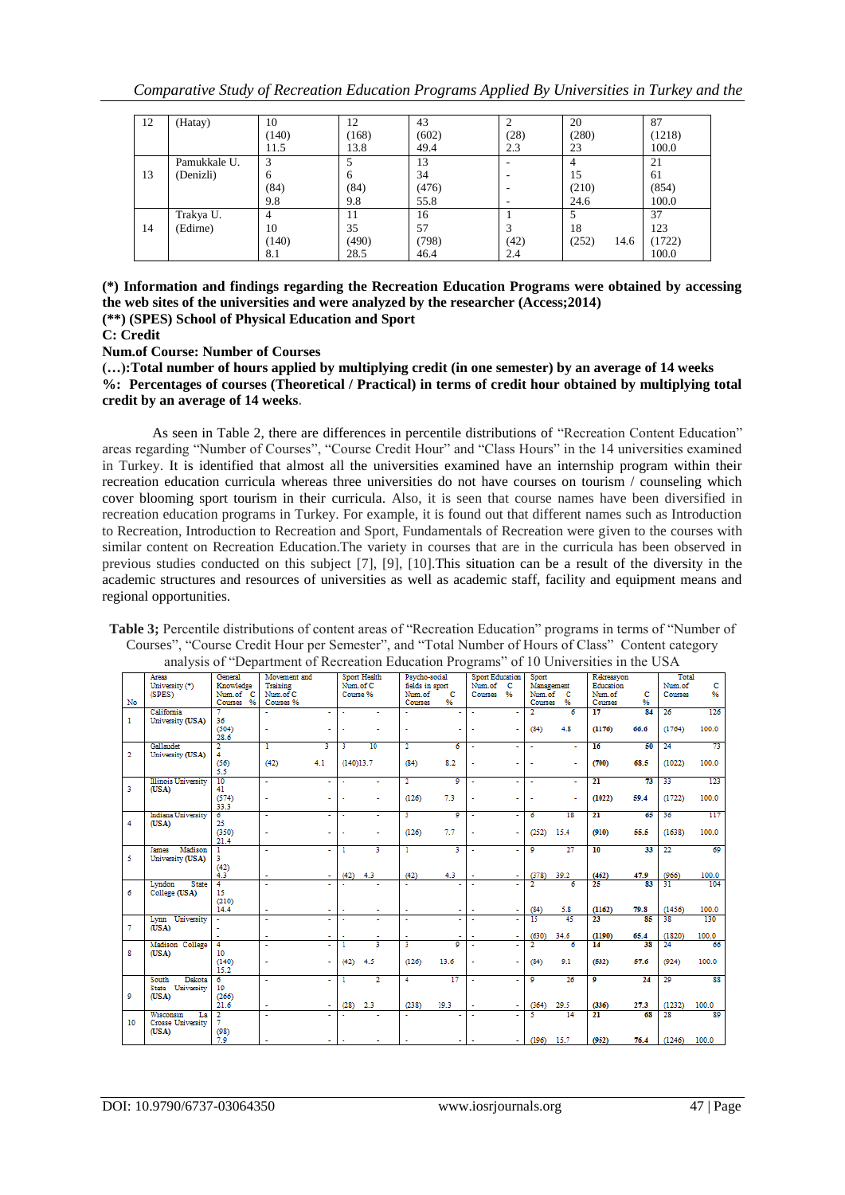| | | | | | | | |
|---|---|---|---|---|---|---|---|
| 12 | (Hatay) | 10<br>(140)<br>11.5 | 12<br>(168)<br>13.8 | 43<br>(602)<br>49.4 | 2<br>(28)<br>2.3 | 20<br>(280)<br>23 | 87<br>(1218)<br>100.0 |
| 13 | Pamukkale U.<br>(Denizli) | 3<br>6<br>(84)<br>9.8 | 5<br>6<br>(84)<br>9.8 | 13<br>34<br>(476)<br>55.8 | -<br>-<br>-<br>- | 4<br>15<br>(210)<br>24.6 | 21<br>61<br>(854)<br>100.0 |
| 14 | Trakya U.<br>(Edirne) | 4<br>10<br>(140)<br>8.1 | 11<br>35<br>(490)<br>28.5 | 16<br>57<br>(798)<br>46.4 | 1<br>3<br>(42)<br>2.4 | 5<br>18<br>(252) 14.6 | 37<br>123<br>(1722)<br>100.0 |

**(\*) Information and findings regarding the Recreation Education Programs were obtained by accessing the web sites of the universities and were analyzed by the researcher (Access;2014)**
**(\*\*) (SPES) School of Physical Education and Sport**
**C: Credit**
**Num.of Course: Number of Courses**
**(…):Total number of hours applied by multiplying credit (in one semester) by an average of 14 weeks**
**%: Percentages of courses (Theoretical / Practical) in terms of credit hour obtained by multiplying total credit by an average of 14 weeks.**

As seen in Table 2, there are differences in percentile distributions of "Recreation Content Education" areas regarding "Number of Courses", "Course Credit Hour" and "Class Hours" in the 14 universities examined in Turkey. It is identified that almost all the universities examined have an internship program within their recreation education curricula whereas three universities do not have courses on tourism / counseling which cover blooming sport tourism in their curricula. Also, it is seen that course names have been diversified in recreation education programs in Turkey. For example, it is found out that different names such as Introduction to Recreation, Introduction to Recreation and Sport, Fundamentals of Recreation were given to the courses with similar content on Recreation Education.The variety in courses that are in the curricula has been observed in previous studies conducted on this subject [7], [9], [10].This situation can be a result of the diversity in the academic structures and resources of universities as well as academic staff, facility and equipment means and regional opportunities.

**Table 3;** Percentile distributions of content areas of "Recreation Education" programs in terms of "Number of Courses", "Course Credit Hour per Semester", and "Total Number of Hours of Class" Content category analysis of "Department of Recreation Education Programs" of 10 Universities in the USA

| No | Areas<br>University (\*)<br>(SPES) | General Knowledge<br>Num.of C<br>Courses % | Movement and Training<br>Num.of C<br>Courses % | Sport Health<br>Num.of C<br>Course % | Psycho-social fields in sport<br>Num.of C<br>Courses % | Sport Education<br>Num.of C<br>Courses % | Sport Management<br>Num.of C<br>Courses % | Rekreasyon Education<br>Num.of C<br>Courses % | Total<br>Num.of C<br>Courses % |
|---|---|---|---|---|---|---|---|---|---|
| 1 | California University (USA) | 7<br>36<br>(504)<br>28.6 | - | - | - | - | 2 6<br>(84) 4.8 | 17 84<br>(1176) 66.6 | 26 126<br>(1764) 100.0 |
| 2 | Gallaudet University (USA) | 2<br>4<br>(56)<br>5.5 | 1 3<br>(42) 4.1 | 3 10<br>(140)13.7 | 2 6<br>(84) 8.2 | - | - | 16 50<br>(700) 68.5 | 24 73<br>(1022) 100.0 |
| 3 | Illinois University (USA) | 10<br>41<br>(574)<br>33.3 | - | - | 2 9<br>(126) 7.3 | - | - | 21 73<br>(1022) 59.4 | 33 123<br>(1722) 100.0 |
| 4 | Indiana University (USA) | 6<br>25<br>(350)<br>21.4 | - | - | 3 9<br>(126) 7.7 | - | 6 18<br>(252) 15.4 | 21 65<br>(910) 55.5 | 36 117<br>(1638) 100.0 |
| 5 | James Madison University (USA) | 1<br>3<br>(42)<br>4.3 | - | 1 3<br>(42) 4.3 | 1 3<br>(42) 4.3 | - | 9 27<br>(378) 39.2 | 10 33<br>(462) 47.9 | 22 69<br>(966) 100.0 |
| 6 | Lyndon State College (USA) | 4<br>15<br>(210)<br>14.4 | - | - | - | - | 2 6<br>(84) 5.8 | 25 83<br>(1162) 79.8 | 31 104<br>(1456) 100.0 |
| 7 | Lynn University (USA) | -<br>-<br>- | - | - | - | - | 15 45<br>(630) 34.6 | 23 85<br>(1190) 65.4 | 38 130<br>(1820) 100.0 |
| 8 | Madison College (USA) | 4<br>10<br>(140)<br>15.2 | - | 1 3<br>(42) 4.5 | 3 9<br>(126) 13.6 | - | 2 6<br>(84) 9.1 | 14 38<br>(532) 57.6 | 24 66<br>(924) 100.0 |
| 9 | South Dakota State University (USA) | 6<br>19<br>(266)<br>21.6 | - | 1 2<br>(28) 2.3 | 4 17<br>(238) 19.3 | - | 9 26<br>(364) 29.5 | 9 24<br>(336) 27.3 | 29 88<br>(1232) 100.0 |
| 10 | Wisconsin La Crosse University (USA) | 2<br>7<br>(98)<br>7.9 | - | - | - | - | 5 14<br>(196) 15.7 | 21 68<br>(952) 76.4 | 28 89<br>(1246) 100.0 |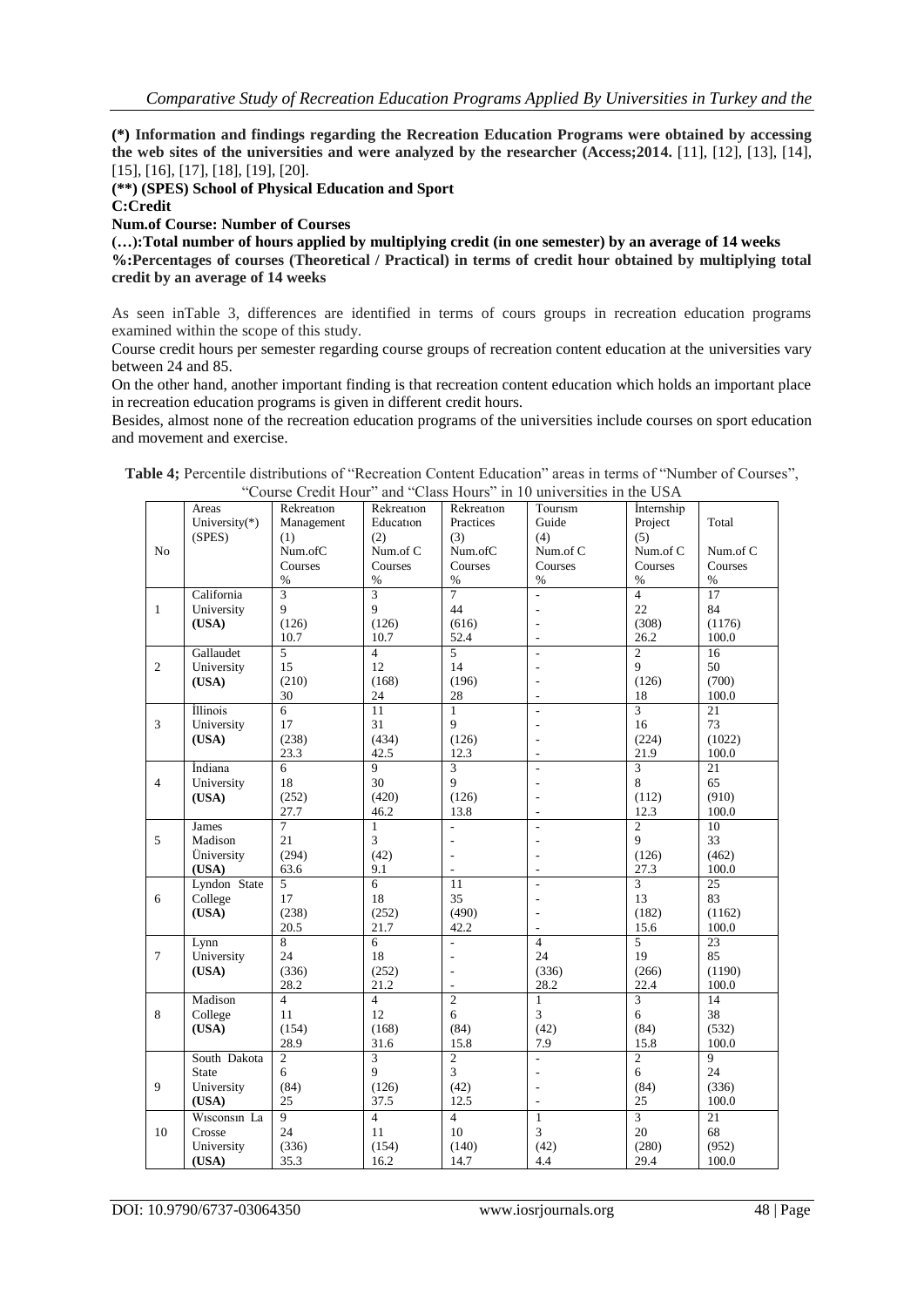**(\*) Information and findings regarding the Recreation Education Programs were obtained by accessing the web sites of the universities and were analyzed by the researcher (Access;2014.** [11], [12], [13], [14], [15], [16], [17], [18], [19], [20].

**(\*\*) (SPES) School of Physical Education and Sport**

**C:Credit**

**Num.of Course: Number of Courses**

**(…):Total number of hours applied by multiplying credit (in one semester) by an average of 14 weeks**

**%:Percentages of courses (Theoretical / Practical) in terms of credit hour obtained by multiplying total credit by an average of 14 weeks**

As seen inTable 3, differences are identified in terms of cours groups in recreation education programs examined within the scope of this study.

Course credit hours per semester regarding course groups of recreation content education at the universities vary between 24 and 85.

On the other hand, another important finding is that recreation content education which holds an important place in recreation education programs is given in different credit hours.

Besides, almost none of the recreation education programs of the universities include courses on sport education and movement and exercise.

**Table 4;** Percentile distributions of "Recreation Content Education" areas in terms of "Number of Courses", "Course Credit Hour" and "Class Hours" in 10 universities in the USA

| No | Areas University(\*) (SPES) | Rekreatıon Management (1) Num.ofC Courses % | Rekreatıon Educatıon (2) Num.of C Courses % | Rekreatıon Practices (3) Num.ofC Courses % | Tourısm Guide (4) Num.of C Courses % | İnternship Project (5) Num.of C Courses % | Total Num.of C Courses % |
|---|---|---|---|---|---|---|---|
| 1 | California University **(USA)** | 3<br>9<br>(126)<br>10.7 | 3<br>9<br>(126)<br>10.7 | 7<br>44<br>(616)<br>52.4 | -<br>-<br>-<br>- | 4<br>22<br>(308)<br>26.2 | 17<br>84<br>(1176)<br>100.0 |
| 2 | Gallaudet University **(USA)** | 5<br>15<br>(210)<br>30 | 4<br>12<br>(168)<br>24 | 5<br>14<br>(196)<br>28 | -<br>-<br>-<br>- | 2<br>9<br>(126)<br>18 | 16<br>50<br>(700)<br>100.0 |
| 3 | İllinois University **(USA)** | 6<br>17<br>(238)<br>23.3 | 11<br>31<br>(434)<br>42.5 | 1<br>9<br>(126)<br>12.3 | -<br>-<br>-<br>- | 3<br>16<br>(224)<br>21.9 | 21<br>73<br>(1022)<br>100.0 |
| 4 | İndiana University **(USA)** | 6<br>18<br>(252)<br>27.7 | 9<br>30<br>(420)<br>46.2 | 3<br>9<br>(126)<br>13.8 | -<br>-<br>-<br>- | 3<br>8<br>(112)<br>12.3 | 21<br>65<br>(910)<br>100.0 |
| 5 | James Madison Ünıversity **(USA)** | 7<br>21<br>(294)<br>63.6 | 1<br>3<br>(42)<br>9.1 | -<br>-<br>-<br>- | -<br>-<br>-<br>- | 2<br>9<br>(126)<br>27.3 | 10<br>33<br>(462)<br>100.0 |
| 6 | Lyndon State College **(USA)** | 5<br>17<br>(238)<br>20.5 | 6<br>18<br>(252)<br>21.7 | 11<br>35<br>(490)<br>42.2 | -<br>-<br>-<br>- | 3<br>13<br>(182)<br>15.6 | 25<br>83<br>(1162)<br>100.0 |
| 7 | Lynn University **(USA)** | 8<br>24<br>(336)<br>28.2 | 6<br>18<br>(252)<br>21.2 | -<br>-<br>-<br>- | 4<br>24<br>(336)<br>28.2 | 5<br>19<br>(266)<br>22.4 | 23<br>85<br>(1190)<br>100.0 |
| 8 | Madison College **(USA)** | 4<br>11<br>(154)<br>28.9 | 4<br>12<br>(168)<br>31.6 | 2<br>6<br>(84)<br>15.8 | 1<br>3<br>(42)<br>7.9 | 3<br>6<br>(84)<br>15.8 | 14<br>38<br>(532)<br>100.0 |
| 9 | South Dakota State University **(USA)** | 2<br>6<br>(84)<br>25 | 3<br>9<br>(126)<br>37.5 | 2<br>3<br>(42)<br>12.5 | -<br>-<br>-<br>- | 2<br>6<br>(84)<br>25 | 9<br>24<br>(336)<br>100.0 |
| 10 | Wısconsın La Crosse University **(USA)** | 9<br>24<br>(336)<br>35.3 | 4<br>11<br>(154)<br>16.2 | 4<br>10<br>(140)<br>14.7 | 1<br>3<br>(42)<br>4.4 | 3<br>20<br>(280)<br>29.4 | 21<br>68<br>(952)<br>100.0 |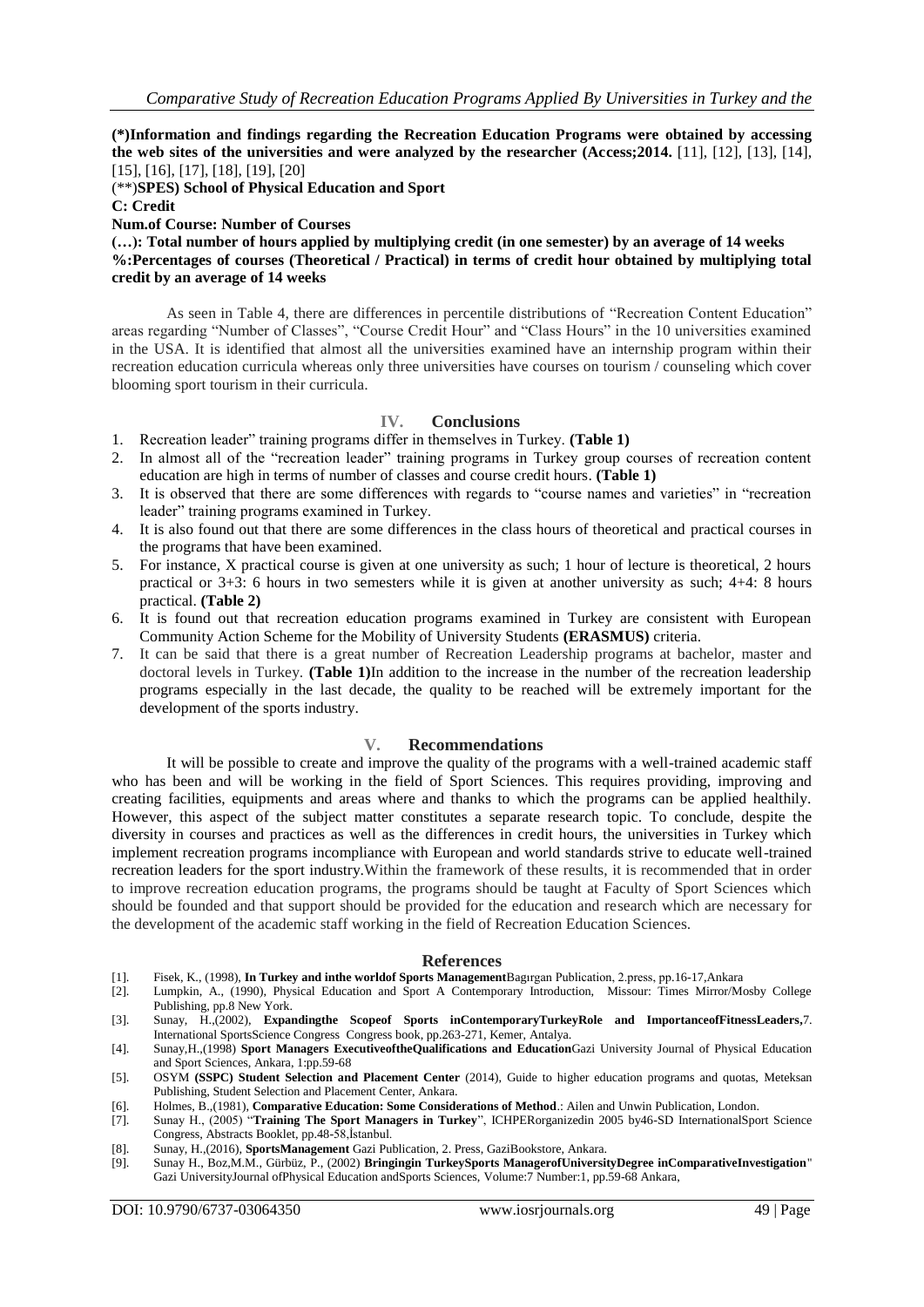**(\*)Information and findings regarding the Recreation Education Programs were obtained by accessing the web sites of the universities and were analyzed by the researcher (Access;2014.** [11], [12], [13], [14], [15], [16], [17], [18], [19], [20]

(\*\*)**SPES) School of Physical Education and Sport**

**C: Credit**

**Num.of Course: Number of Courses**

**(…): Total number of hours applied by multiplying credit (in one semester) by an average of 14 weeks**

**%:Percentages of courses (Theoretical / Practical) in terms of credit hour obtained by multiplying total credit by an average of 14 weeks**

As seen in Table 4, there are differences in percentile distributions of "Recreation Content Education" areas regarding "Number of Classes", "Course Credit Hour" and "Class Hours" in the 10 universities examined in the USA. It is identified that almost all the universities examined have an internship program within their recreation education curricula whereas only three universities have courses on tourism / counseling which cover blooming sport tourism in their curricula.

## IV. Conclusions

1. Recreation leader" training programs differ in themselves in Turkey. **(Table 1)**
2. In almost all of the "recreation leader" training programs in Turkey group courses of recreation content education are high in terms of number of classes and course credit hours. **(Table 1)**
3. It is observed that there are some differences with regards to "course names and varieties" in "recreation leader" training programs examined in Turkey.
4. It is also found out that there are some differences in the class hours of theoretical and practical courses in the programs that have been examined.
5. For instance, X practical course is given at one university as such; 1 hour of lecture is theoretical, 2 hours practical or 3+3: 6 hours in two semesters while it is given at another university as such; 4+4: 8 hours practical. **(Table 2)**
6. It is found out that recreation education programs examined in Turkey are consistent with European Community Action Scheme for the Mobility of University Students **(ERASMUS)** criteria.
7. It can be said that there is a great number of Recreation Leadership programs at bachelor, master and doctoral levels in Turkey. **(Table 1)**In addition to the increase in the number of the recreation leadership programs especially in the last decade, the quality to be reached will be extremely important for the development of the sports industry.

## V. Recommendations

It will be possible to create and improve the quality of the programs with a well-trained academic staff who has been and will be working in the field of Sport Sciences. This requires providing, improving and creating facilities, equipments and areas where and thanks to which the programs can be applied healthily. However, this aspect of the subject matter constitutes a separate research topic. To conclude, despite the diversity in courses and practices as well as the differences in credit hours, the universities in Turkey which implement recreation programs incompliance with European and world standards strive to educate well-trained recreation leaders for the sport industry.Within the framework of these results, it is recommended that in order to improve recreation education programs, the programs should be taught at Faculty of Sport Sciences which should be founded and that support should be provided for the education and research which are necessary for the development of the academic staff working in the field of Recreation Education Sciences.

## References

[1]. Fisek, K., (1998), **In Turkey and inthe worldof Sports Management**Bagırgan Publication, 2.press, pp.16-17,Ankara

[2]. Lumpkin, A., (1990), Physical Education and Sport A Contemporary Introduction, Missour: Times Mirror/Mosby College Publishing, pp.8 New York.

[3]. Sunay, H.,(2002), **Expandingthe Scopeof Sports inContemporaryTurkeyRole and ImportanceofFitnessLeaders,**7. International SportsScience Congress Congress book, pp.263-271, Kemer, Antalya.

[4]. Sunay,H.,(1998) **Sport Managers ExecutiveoftheQualifications and Education**Gazi University Journal of Physical Education and Sport Sciences, Ankara, 1:pp.59-68

[5]. OSYM **(SSPC) Student Selection and Placement Center** (2014), Guide to higher education programs and quotas, Meteksan Publishing, Student Selection and Placement Center, Ankara.

[6]. Holmes, B.,(1981), **Comparative Education: Some Considerations of Method**.: Ailen and Unwin Publication, London.

[7]. Sunay H., (2005) "**Training The Sport Managers in Turkey**", ICHPERorganizedin 2005 by46-SD InternationalSport Science Congress, Abstracts Booklet, pp.48-58,İstanbul.

[8]. Sunay, H.,(2016), **SportsManagement** Gazi Publication, 2. Press, GaziBookstore, Ankara.

[9]. Sunay H., Boz,M.M., Gürbüz, P., (2002) **Bringingin TurkeySports ManagerofUniversityDegree inComparativeInvestigation**" Gazi UniversityJournal ofPhysical Education andSports Sciences, Volume:7 Number:1, pp.59-68 Ankara,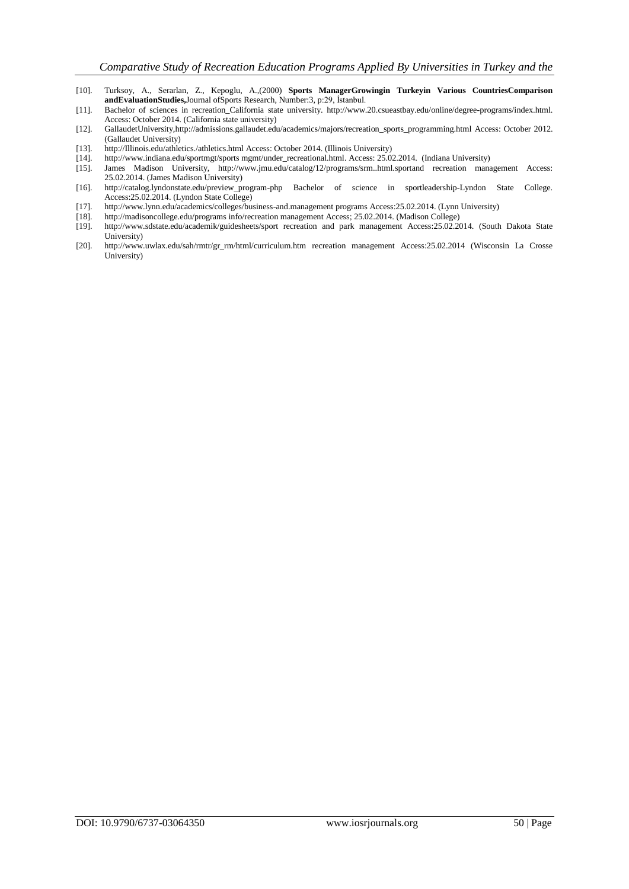[10]. Turksoy, A., Serarlan, Z., Kepoglu, A.,(2000) **Sports ManagerGrowingin Turkeyin Various CountriesComparison andEvaluationStudies,**Journal ofSports Research, Number:3, p:29, İstanbul.

[11]. Bachelor of sciences in recreation_California state university. http://www.20.csueastbay.edu/online/degree-programs/index.html. Access: October 2014. (California state university)

[12]. GallaudetUniversity,http://admissions.gallaudet.edu/academics/majors/recreation_sports_programming.html Access: October 2012. (Gallaudet University)

[13]. http://Illinois.edu/athletics./athletics.html Access: October 2014. (Illinois University)

[14]. http://www.indiana.edu/sportmgt/sports mgmt/under_recreational.html. Access: 25.02.2014. (Indiana University)

[15]. James Madison University, http://www.jmu.edu/catalog/12/programs/srm..html.sportand recreation management Access: 25.02.2014. (James Madison University)

[16]. http://catalog.lyndonstate.edu/preview_program-php Bachelor of science in sportleadership-Lyndon State College. Access:25.02.2014. (Lyndon State College)

[17]. http://www.lynn.edu/academics/colleges/business-and.management programs Access:25.02.2014. (Lynn University)

[18]. http://madisoncollege.edu/programs info/recreation management Access; 25.02.2014. (Madison College)

[19]. http://www.sdstate.edu/academik/guidesheets/sport recreation and park management Access:25.02.2014. (South Dakota State University)

[20]. http://www.uwlax.edu/sah/rmtr/gr_rm/html/curriculum.htm recreation management Access:25.02.2014 (Wisconsin La Crosse University)